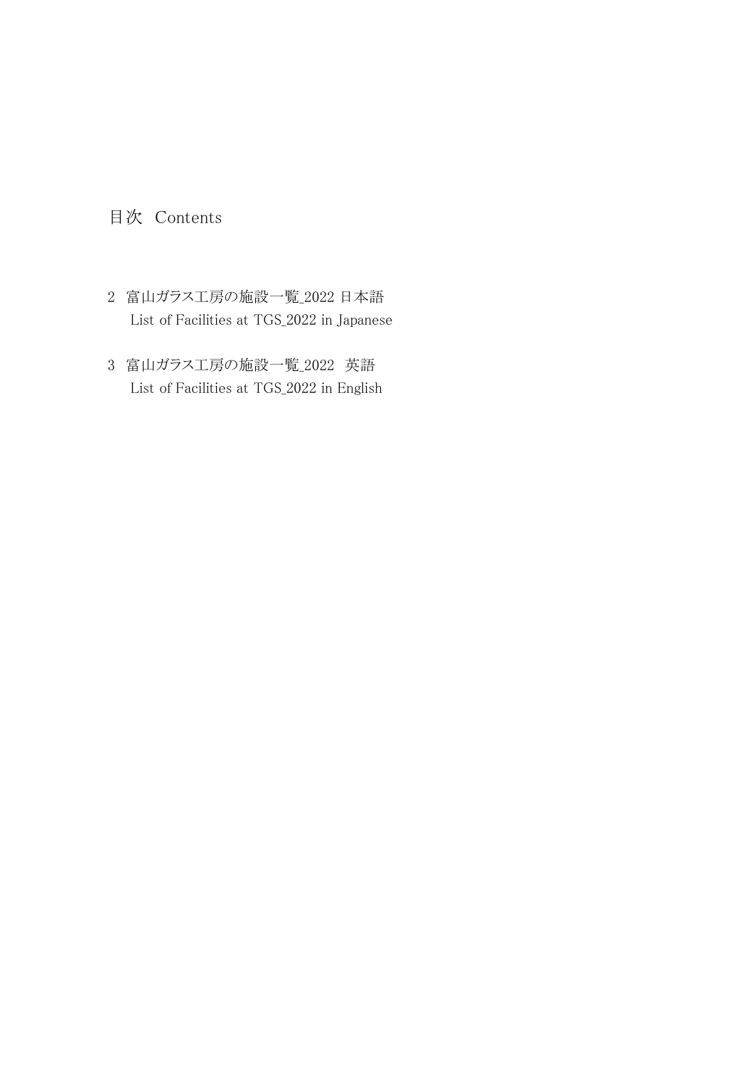# 目次　Contents

2　富山ガラス工房の施設一覧_2022 日本語
　List of Facilities at TGS_2022 in Japanese

3　富山ガラス工房の施設一覧_2022　英語
　List of Facilities at TGS_2022 in English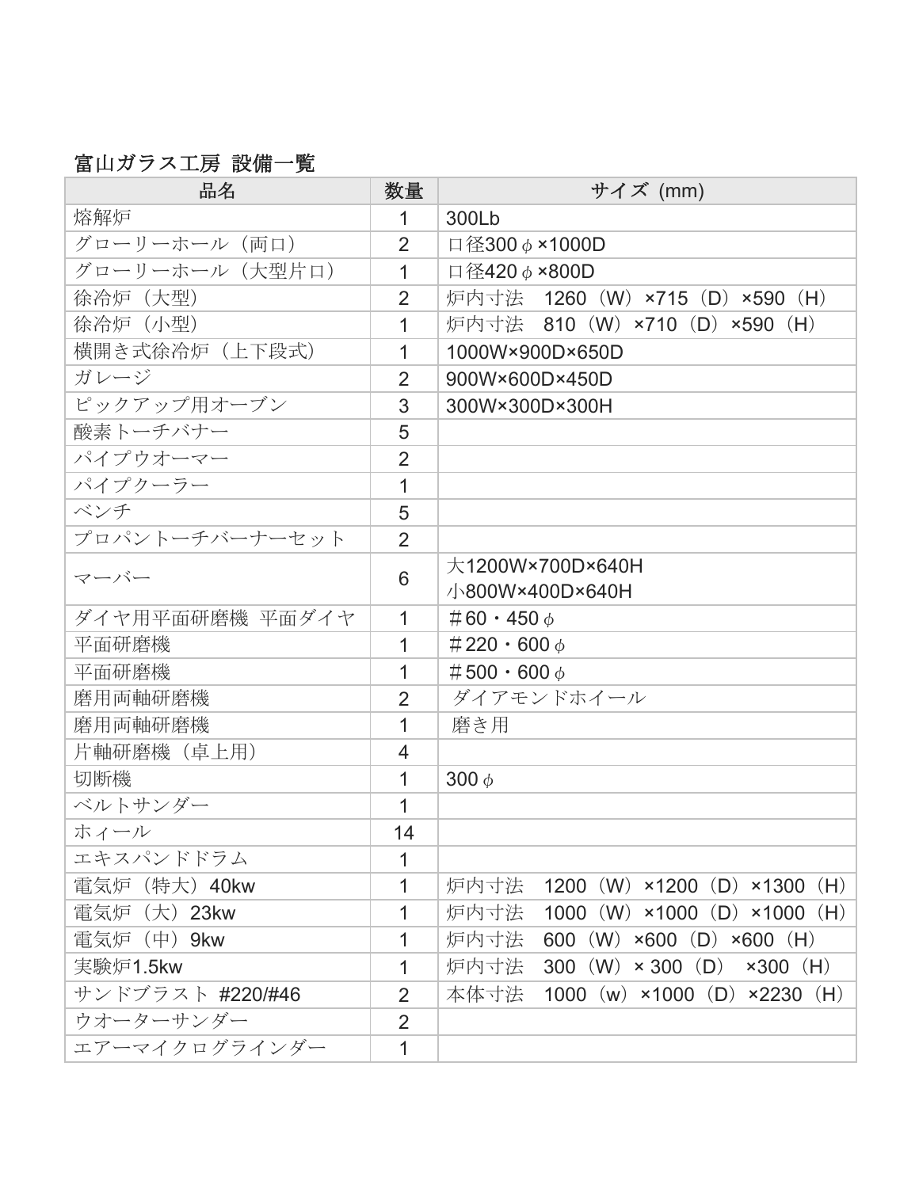## 富山ガラス工房 設備一覧

| 品名 | 数量 | サイズ (mm) |
|---|---|---|
| 熔解炉 | 1 | 300Lb |
| グローリーホール（両口） | 2 | 口径300φ×1000D |
| グローリーホール（大型片口） | 1 | 口径420φ×800D |
| 徐冷炉（大型） | 2 | 炉内寸法　1260（W）×715（D）×590（H） |
| 徐冷炉（小型） | 1 | 炉内寸法　810（W）×710（D）×590（H） |
| 横開き式徐冷炉（上下段式） | 1 | 1000W×900D×650D |
| ガレージ | 2 | 900W×600D×450D |
| ピックアップ用オーブン | 3 | 300W×300D×300H |
| 酸素トーチバナー | 5 | |
| パイプウオーマー | 2 | |
| パイプクーラー | 1 | |
| ベンチ | 5 | |
| プロパントーチバーナーセット | 2 | |
| マーバー | 6 | 大1200W×700D×640H<br>小800W×400D×640H |
| ダイヤ用平面研磨機 平面ダイヤ | 1 | ＃60・450φ |
| 平面研磨機 | 1 | ＃220・600φ |
| 平面研磨機 | 1 | ＃500・600φ |
| 磨用両軸研磨機 | 2 | ダイアモンドホイール |
| 磨用両軸研磨機 | 1 | 磨き用 |
| 片軸研磨機（卓上用） | 4 | |
| 切断機 | 1 | 300φ |
| ベルトサンダー | 1 | |
| ホィール | 14 | |
| エキスパンドドラム | 1 | |
| 電気炉（特大）40kw | 1 | 炉内寸法　1200（W）×1200（D）×1300（H） |
| 電気炉（大）23kw | 1 | 炉内寸法　1000（W）×1000（D）×1000（H） |
| 電気炉（中）9kw | 1 | 炉内寸法　600（W）×600（D）×600（H） |
| 実験炉1.5kw | 1 | 炉内寸法　300（W）× 300（D）　×300（H） |
| サンドブラスト #220/#46 | 2 | 本体寸法　1000（w）×1000（D）×2230（H） |
| ウオーターサンダー | 2 | |
| エアーマイクログラインダー | 1 | |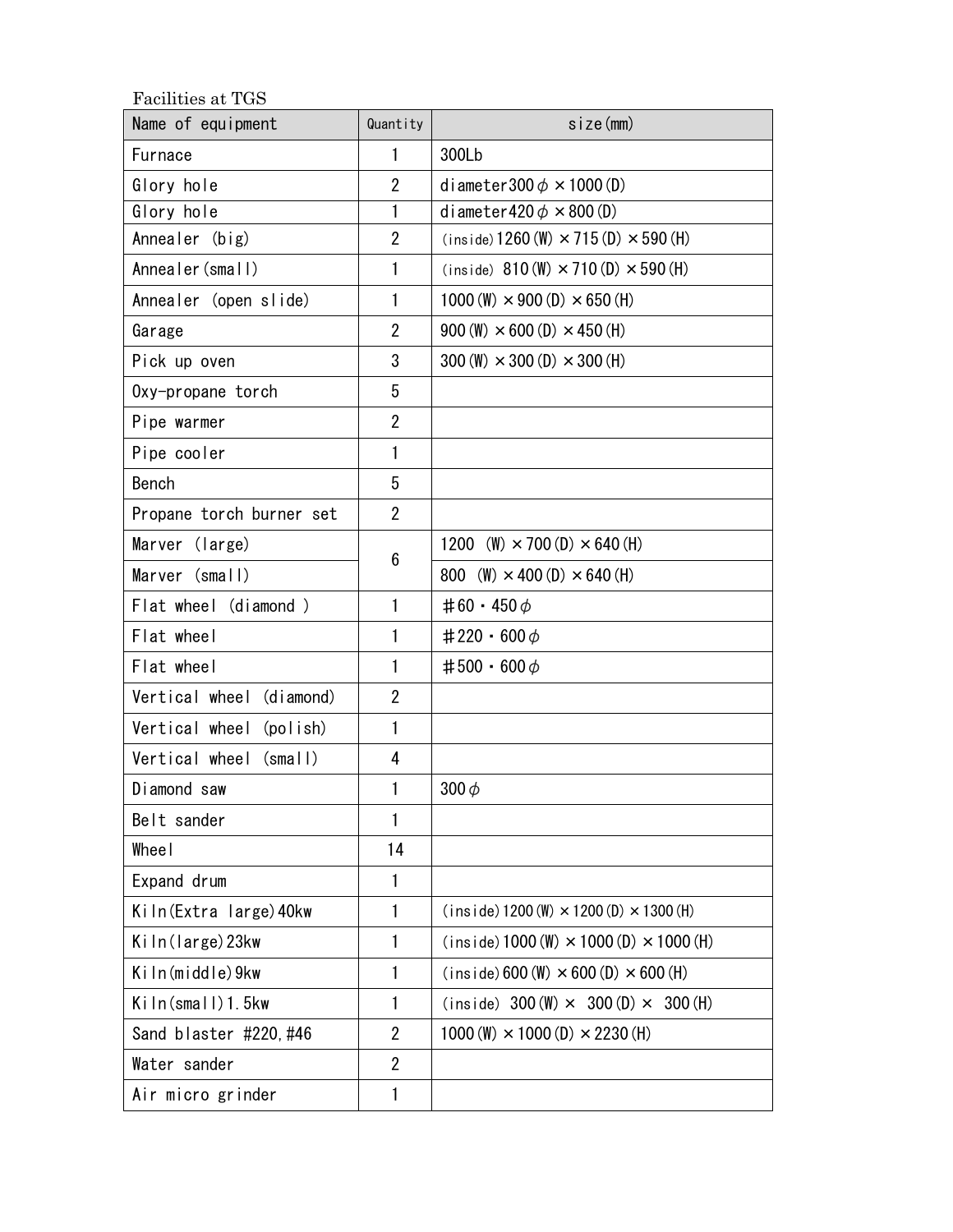Facilities at TGS

| Name of equipment | Quantity | size(mm) |
|---|---|---|
| Furnace | 1 | 300Lb |
| Glory hole | 2 | diameter300φ×1000(D) |
| Glory hole | 1 | diameter420φ×800(D) |
| Annealer (big) | 2 | (inside)1260(W)×715(D)×590(H) |
| Annealer(small) | 1 | (inside) 810(W)×710(D)×590(H) |
| Annealer (open slide) | 1 | 1000(W)×900(D)×650(H) |
| Garage | 2 | 900(W)×600(D)×450(H) |
| Pick up oven | 3 | 300(W)×300(D)×300(H) |
| Oxy-propane torch | 5 | |
| Pipe warmer | 2 | |
| Pipe cooler | 1 | |
| Bench | 5 | |
| Propane torch burner set | 2 | |
| Marver (large) | 6 | 1200 (W)×700(D)×640(H) |
| Marver (small) | | 800 (W)×400(D)×640(H) |
| Flat wheel (diamond ) | 1 | ＃60・450φ |
| Flat wheel | 1 | ＃220・600φ |
| Flat wheel | 1 | ＃500・600φ |
| Vertical wheel (diamond) | 2 | |
| Vertical wheel (polish) | 1 | |
| Vertical wheel (small) | 4 | |
| Diamond saw | 1 | 300φ |
| Belt sander | 1 | |
| Wheel | 14 | |
| Expand drum | 1 | |
| Kiln(Extra large)40kw | 1 | (inside)1200(W)×1200(D)×1300(H) |
| Kiln(large)23kw | 1 | (inside)1000(W)×1000(D)×1000(H) |
| Kiln(middle)9kw | 1 | (inside)600(W)×600(D)×600(H) |
| Kiln(small)1.5kw | 1 | (inside) 300(W)× 300(D)× 300(H) |
| Sand blaster #220,#46 | 2 | 1000(W)×1000(D)×2230(H) |
| Water sander | 2 | |
| Air micro grinder | 1 | |